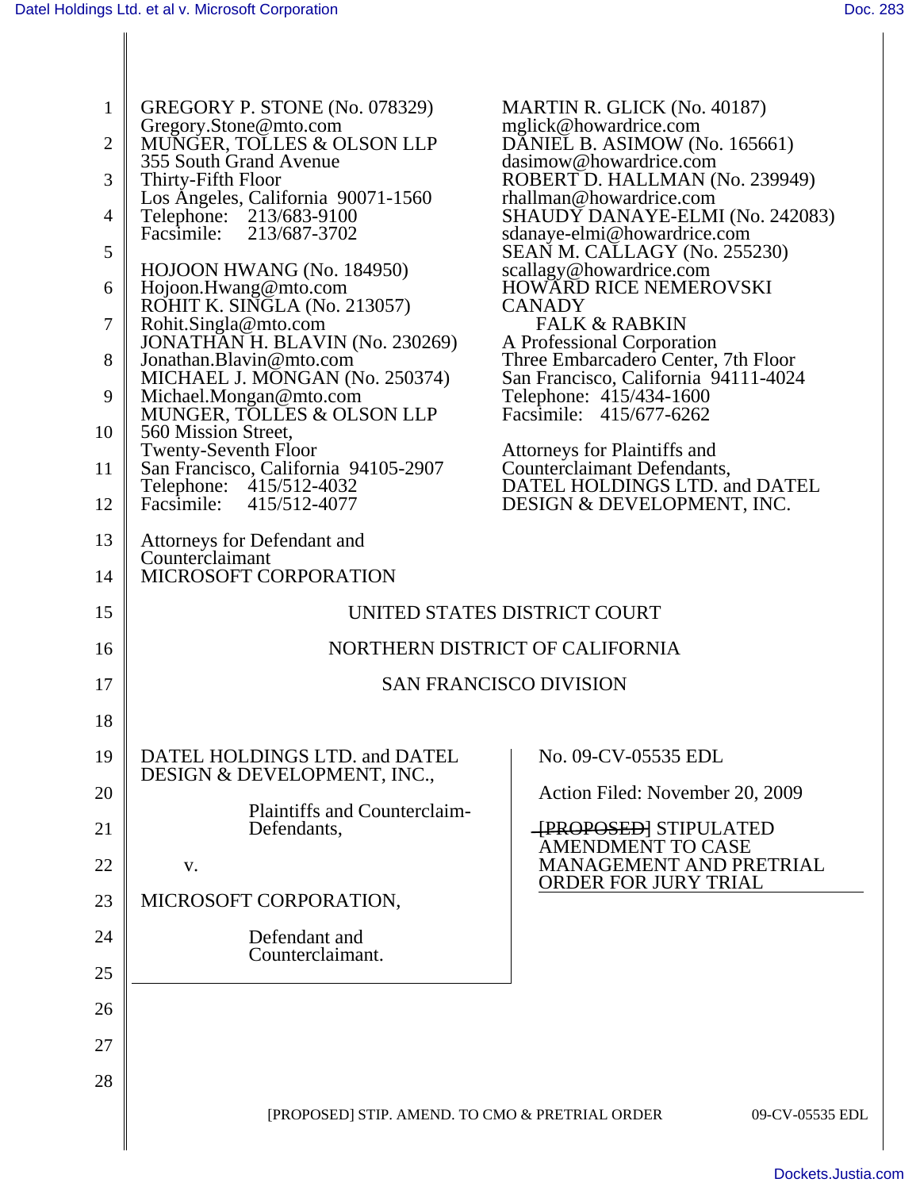GREGORY P. STONE (No. 078329)
Gregory.Stone@mto.com
MUNGER, TOLLES & OLSON LLP
355 South Grand Avenue
Thirty-Fifth Floor
Los Angeles, California 90071-1560
Telephone: 213/683-9100
Facsimile: 213/687-3702

HOJOON HWANG (No. 184950)
Hojoon.Hwang@mto.com
ROHIT K. SINGLA (No. 213057)
Rohit.Singla@mto.com
JONATHAN H. BLAVIN (No. 230269)
Jonathan.Blavin@mto.com
MICHAEL J. MONGAN (No. 250374)
Michael.Mongan@mto.com
MUNGER, TOLLES & OLSON LLP
560 Mission Street,
Twenty-Seventh Floor
San Francisco, California 94105-2907
Telephone: 415/512-4032
Facsimile: 415/512-4077

Attorneys for Defendant and Counterclaimant
MICROSOFT CORPORATION

MARTIN R. GLICK (No. 40187)
mglick@howardrice.com
DANIEL B. ASIMOW (No. 165661)
dasimow@howardrice.com
ROBERT D. HALLMAN (No. 239949)
rhallman@howardrice.com
SHAUDY DANAYE-ELMI (No. 242083)
sdanaye-elmi@howardrice.com
SEAN M. CALLAGY (No. 255230)
scallagy@howardrice.com
HOWARD RICE NEMEROVSKI CANADY
FALK & RABKIN
A Professional Corporation
Three Embarcadero Center, 7th Floor
San Francisco, California 94111-4024
Telephone: 415/434-1600
Facsimile: 415/677-6262

Attorneys for Plaintiffs and Counterclaimant Defendants,
DATEL HOLDINGS LTD. and DATEL DESIGN & DEVELOPMENT, INC.

UNITED STATES DISTRICT COURT

NORTHERN DISTRICT OF CALIFORNIA

SAN FRANCISCO DIVISION

DATEL HOLDINGS LTD. and DATEL DESIGN & DEVELOPMENT, INC.,

Plaintiffs and Counterclaim-Defendants,

v.

MICROSOFT CORPORATION,

Defendant and Counterclaimant.

No. 09-CV-05535 EDL

Action Filed: November 20, 2009

~~[PROPOSED]~~ STIPULATED AMENDMENT TO CASE MANAGEMENT AND PRETRIAL ORDER FOR JURY TRIAL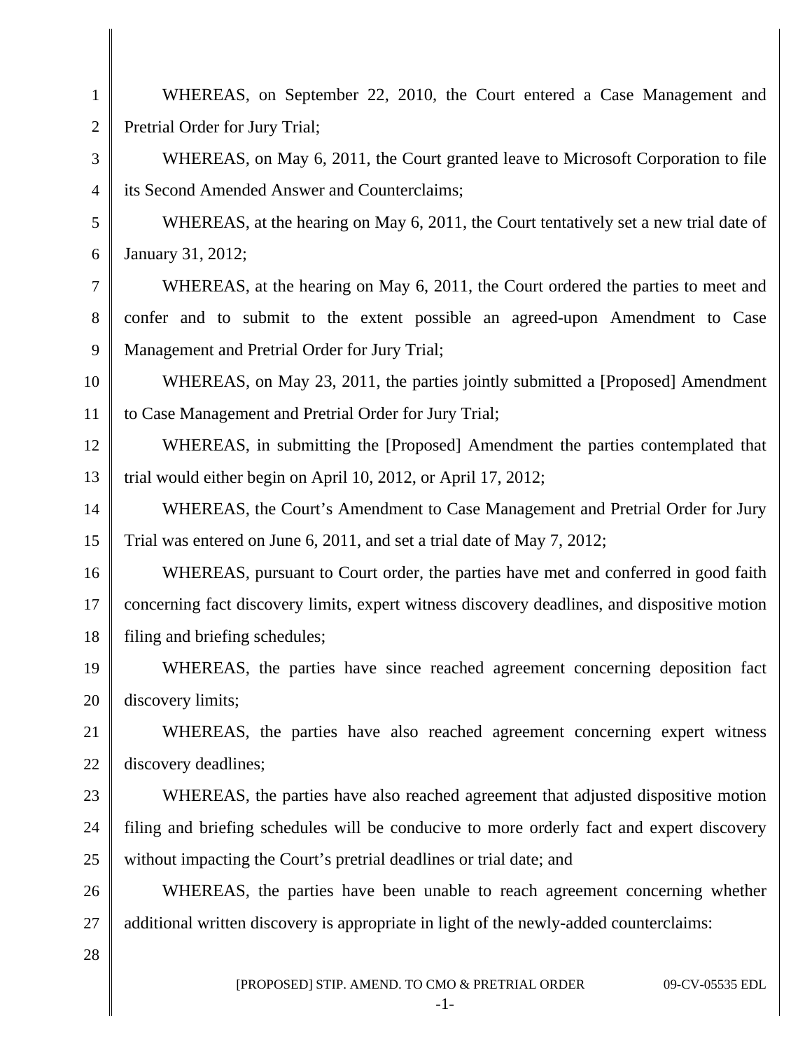WHEREAS, on September 22, 2010, the Court entered a Case Management and Pretrial Order for Jury Trial;

WHEREAS, on May 6, 2011, the Court granted leave to Microsoft Corporation to file its Second Amended Answer and Counterclaims;

WHEREAS, at the hearing on May 6, 2011, the Court tentatively set a new trial date of January 31, 2012;

WHEREAS, at the hearing on May 6, 2011, the Court ordered the parties to meet and confer and to submit to the extent possible an agreed-upon Amendment to Case Management and Pretrial Order for Jury Trial;

WHEREAS, on May 23, 2011, the parties jointly submitted a [Proposed] Amendment to Case Management and Pretrial Order for Jury Trial;

WHEREAS, in submitting the [Proposed] Amendment the parties contemplated that trial would either begin on April 10, 2012, or April 17, 2012;

WHEREAS, the Court's Amendment to Case Management and Pretrial Order for Jury Trial was entered on June 6, 2011, and set a trial date of May 7, 2012;

WHEREAS, pursuant to Court order, the parties have met and conferred in good faith concerning fact discovery limits, expert witness discovery deadlines, and dispositive motion filing and briefing schedules;

WHEREAS, the parties have since reached agreement concerning deposition fact discovery limits;

WHEREAS, the parties have also reached agreement concerning expert witness discovery deadlines;

WHEREAS, the parties have also reached agreement that adjusted dispositive motion filing and briefing schedules will be conducive to more orderly fact and expert discovery without impacting the Court's pretrial deadlines or trial date; and

WHEREAS, the parties have been unable to reach agreement concerning whether additional written discovery is appropriate in light of the newly-added counterclaims: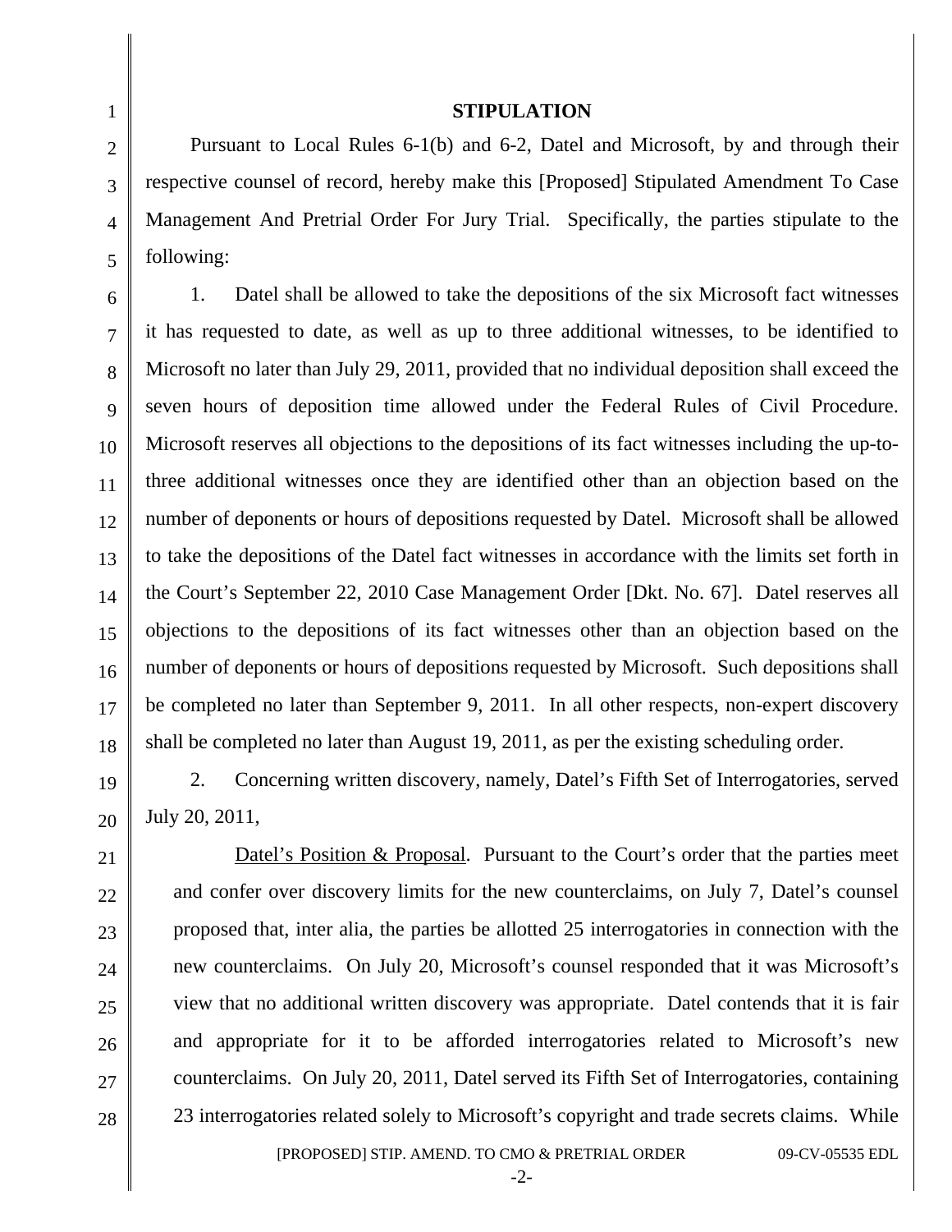## STIPULATION

Pursuant to Local Rules 6-1(b) and 6-2, Datel and Microsoft, by and through their respective counsel of record, hereby make this [Proposed] Stipulated Amendment To Case Management And Pretrial Order For Jury Trial. Specifically, the parties stipulate to the following:

1. Datel shall be allowed to take the depositions of the six Microsoft fact witnesses it has requested to date, as well as up to three additional witnesses, to be identified to Microsoft no later than July 29, 2011, provided that no individual deposition shall exceed the seven hours of deposition time allowed under the Federal Rules of Civil Procedure. Microsoft reserves all objections to the depositions of its fact witnesses including the up-to-three additional witnesses once they are identified other than an objection based on the number of deponents or hours of depositions requested by Datel. Microsoft shall be allowed to take the depositions of the Datel fact witnesses in accordance with the limits set forth in the Court's September 22, 2010 Case Management Order [Dkt. No. 67]. Datel reserves all objections to the depositions of its fact witnesses other than an objection based on the number of deponents or hours of depositions requested by Microsoft. Such depositions shall be completed no later than September 9, 2011. In all other respects, non-expert discovery shall be completed no later than August 19, 2011, as per the existing scheduling order.

2. Concerning written discovery, namely, Datel's Fifth Set of Interrogatories, served July 20, 2011,

> Datel's Position & Proposal. Pursuant to the Court's order that the parties meet and confer over discovery limits for the new counterclaims, on July 7, Datel's counsel proposed that, inter alia, the parties be allotted 25 interrogatories in connection with the new counterclaims. On July 20, Microsoft's counsel responded that it was Microsoft's view that no additional written discovery was appropriate. Datel contends that it is fair and appropriate for it to be afforded interrogatories related to Microsoft's new counterclaims. On July 20, 2011, Datel served its Fifth Set of Interrogatories, containing 23 interrogatories related solely to Microsoft's copyright and trade secrets claims. While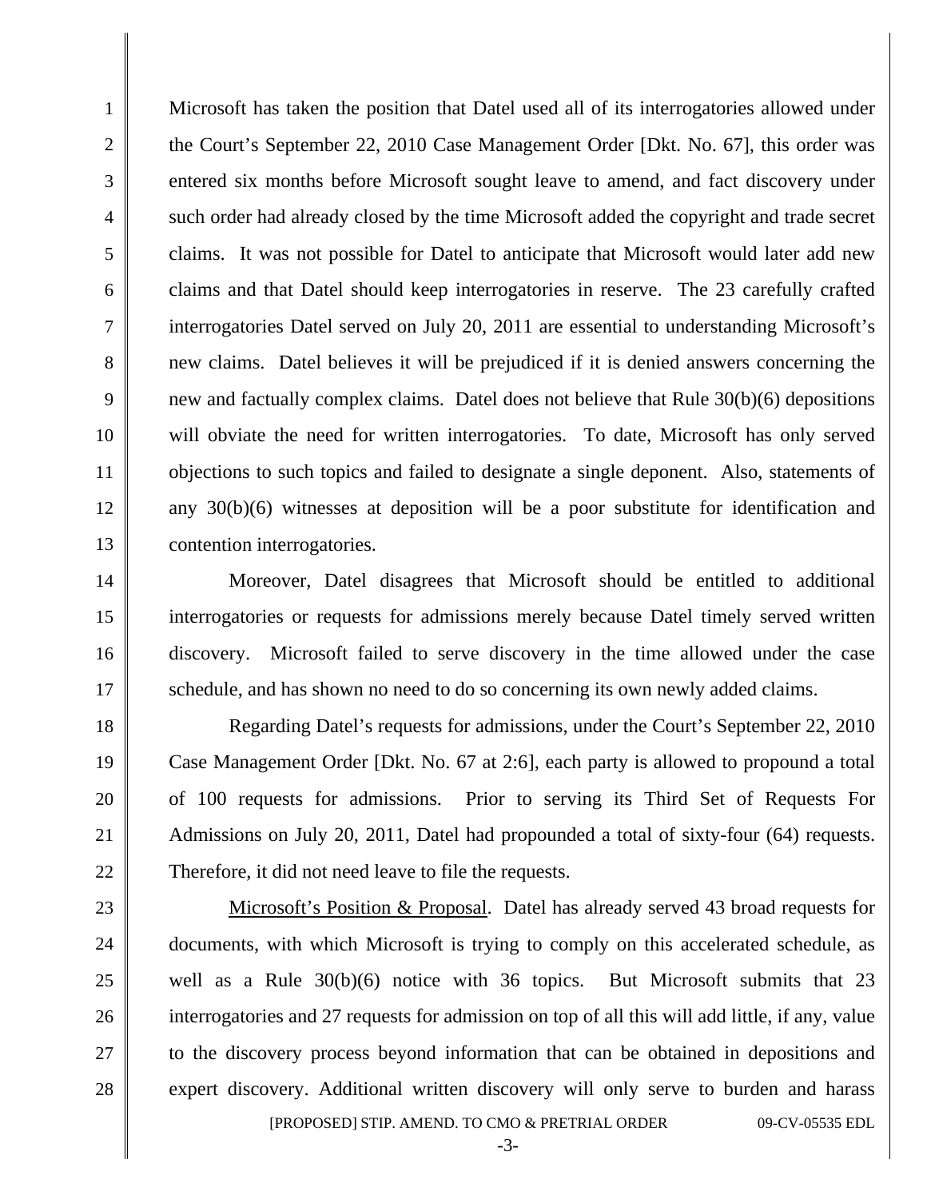Microsoft has taken the position that Datel used all of its interrogatories allowed under the Court's September 22, 2010 Case Management Order [Dkt. No. 67], this order was entered six months before Microsoft sought leave to amend, and fact discovery under such order had already closed by the time Microsoft added the copyright and trade secret claims. It was not possible for Datel to anticipate that Microsoft would later add new claims and that Datel should keep interrogatories in reserve. The 23 carefully crafted interrogatories Datel served on July 20, 2011 are essential to understanding Microsoft's new claims. Datel believes it will be prejudiced if it is denied answers concerning the new and factually complex claims. Datel does not believe that Rule 30(b)(6) depositions will obviate the need for written interrogatories. To date, Microsoft has only served objections to such topics and failed to designate a single deponent. Also, statements of any 30(b)(6) witnesses at deposition will be a poor substitute for identification and contention interrogatories.

Moreover, Datel disagrees that Microsoft should be entitled to additional interrogatories or requests for admissions merely because Datel timely served written discovery. Microsoft failed to serve discovery in the time allowed under the case schedule, and has shown no need to do so concerning its own newly added claims.

Regarding Datel's requests for admissions, under the Court's September 22, 2010 Case Management Order [Dkt. No. 67 at 2:6], each party is allowed to propound a total of 100 requests for admissions. Prior to serving its Third Set of Requests For Admissions on July 20, 2011, Datel had propounded a total of sixty-four (64) requests. Therefore, it did not need leave to file the requests.

<u>Microsoft's Position & Proposal</u>. Datel has already served 43 broad requests for documents, with which Microsoft is trying to comply on this accelerated schedule, as well as a Rule 30(b)(6) notice with 36 topics. But Microsoft submits that 23 interrogatories and 27 requests for admission on top of all this will add little, if any, value to the discovery process beyond information that can be obtained in depositions and expert discovery. Additional written discovery will only serve to burden and harass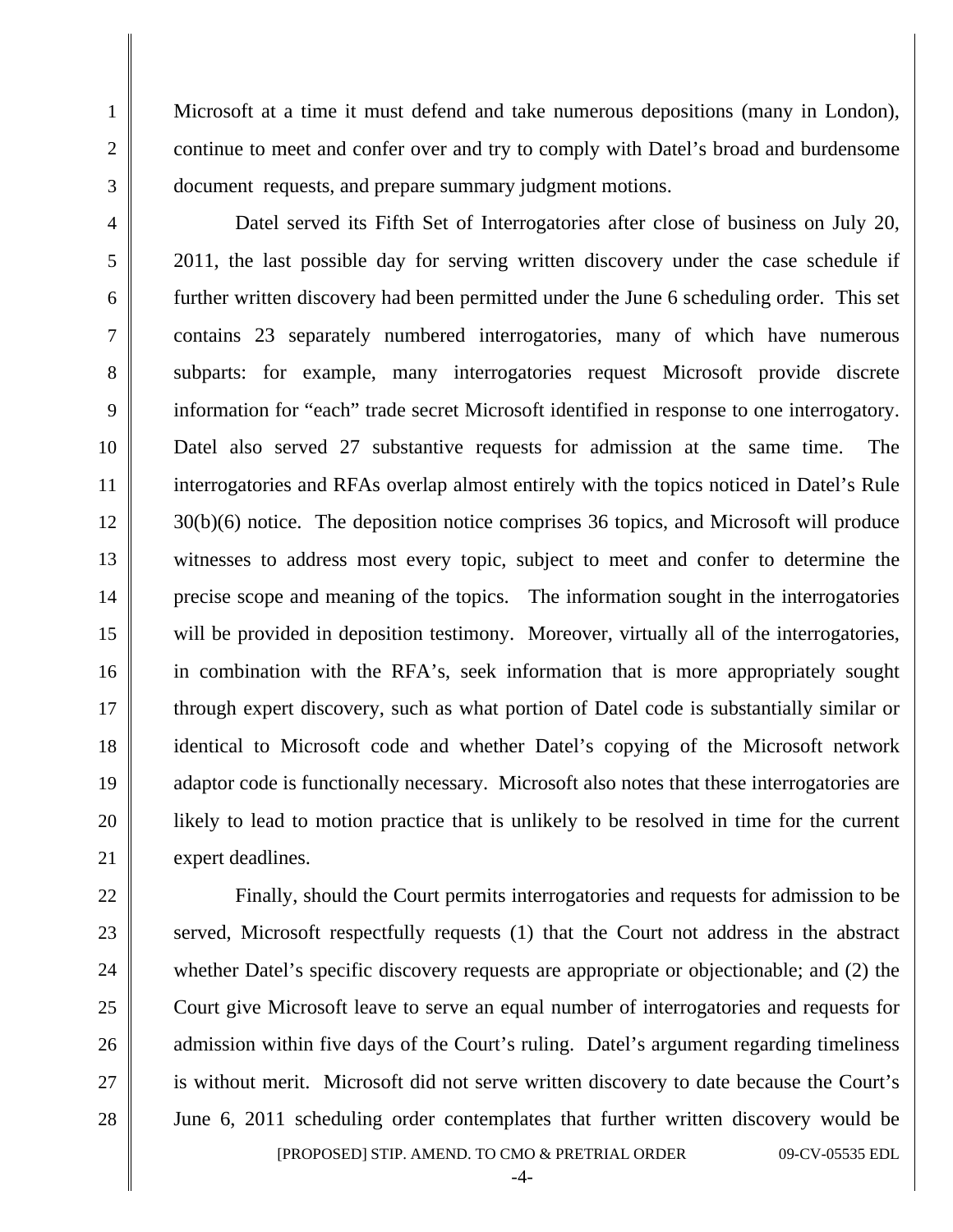Microsoft at a time it must defend and take numerous depositions (many in London), continue to meet and confer over and try to comply with Datel's broad and burdensome document requests, and prepare summary judgment motions.

Datel served its Fifth Set of Interrogatories after close of business on July 20, 2011, the last possible day for serving written discovery under the case schedule if further written discovery had been permitted under the June 6 scheduling order. This set contains 23 separately numbered interrogatories, many of which have numerous subparts: for example, many interrogatories request Microsoft provide discrete information for "each" trade secret Microsoft identified in response to one interrogatory. Datel also served 27 substantive requests for admission at the same time. The interrogatories and RFAs overlap almost entirely with the topics noticed in Datel's Rule 30(b)(6) notice. The deposition notice comprises 36 topics, and Microsoft will produce witnesses to address most every topic, subject to meet and confer to determine the precise scope and meaning of the topics. The information sought in the interrogatories will be provided in deposition testimony. Moreover, virtually all of the interrogatories, in combination with the RFA's, seek information that is more appropriately sought through expert discovery, such as what portion of Datel code is substantially similar or identical to Microsoft code and whether Datel's copying of the Microsoft network adaptor code is functionally necessary. Microsoft also notes that these interrogatories are likely to lead to motion practice that is unlikely to be resolved in time for the current expert deadlines.

Finally, should the Court permits interrogatories and requests for admission to be served, Microsoft respectfully requests (1) that the Court not address in the abstract whether Datel's specific discovery requests are appropriate or objectionable; and (2) the Court give Microsoft leave to serve an equal number of interrogatories and requests for admission within five days of the Court's ruling. Datel's argument regarding timeliness is without merit. Microsoft did not serve written discovery to date because the Court's June 6, 2011 scheduling order contemplates that further written discovery would be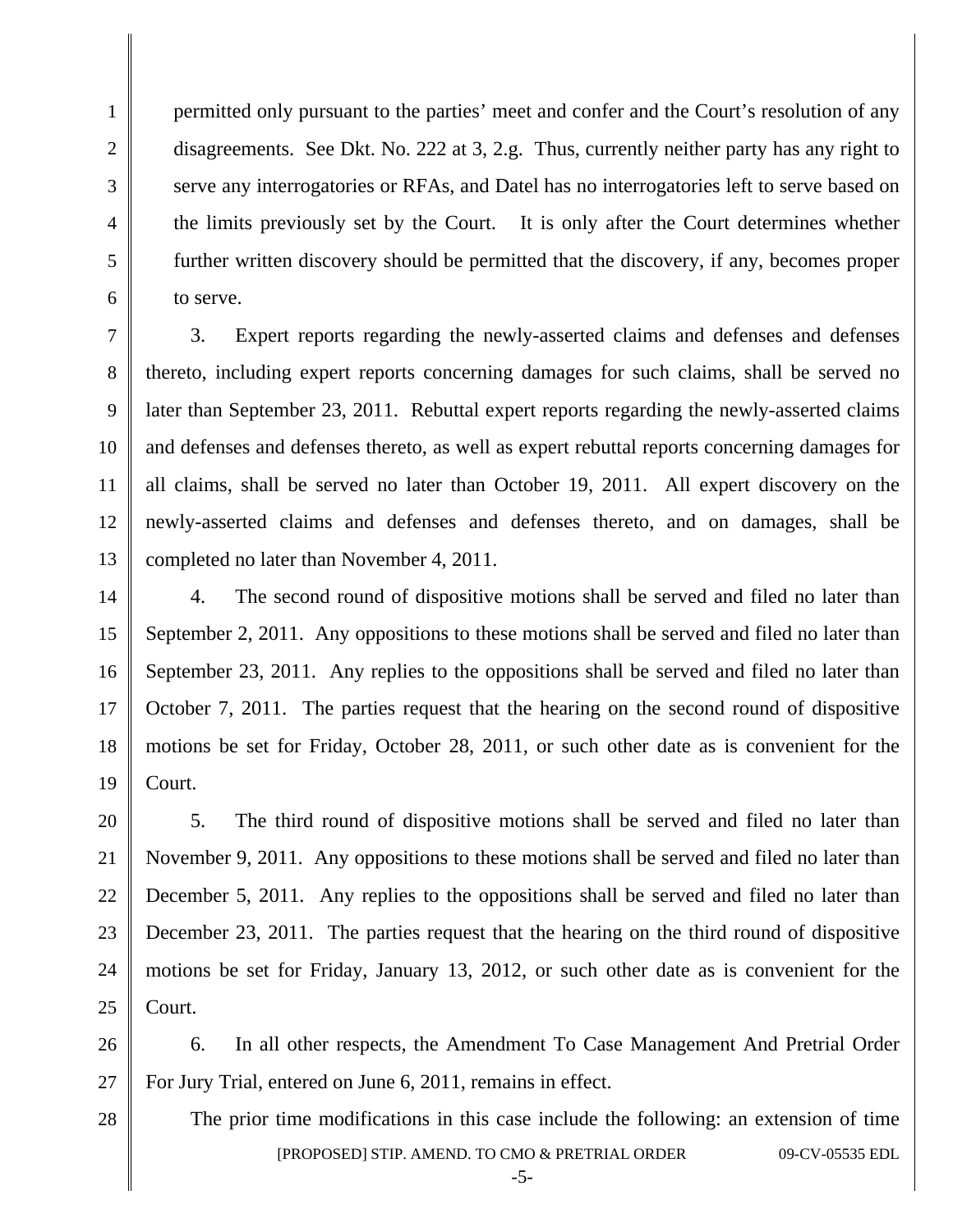permitted only pursuant to the parties' meet and confer and the Court's resolution of any disagreements. See Dkt. No. 222 at 3, 2.g. Thus, currently neither party has any right to serve any interrogatories or RFAs, and Datel has no interrogatories left to serve based on the limits previously set by the Court. It is only after the Court determines whether further written discovery should be permitted that the discovery, if any, becomes proper to serve.

3. Expert reports regarding the newly-asserted claims and defenses and defenses thereto, including expert reports concerning damages for such claims, shall be served no later than September 23, 2011. Rebuttal expert reports regarding the newly-asserted claims and defenses and defenses thereto, as well as expert rebuttal reports concerning damages for all claims, shall be served no later than October 19, 2011. All expert discovery on the newly-asserted claims and defenses and defenses thereto, and on damages, shall be completed no later than November 4, 2011.

4. The second round of dispositive motions shall be served and filed no later than September 2, 2011. Any oppositions to these motions shall be served and filed no later than September 23, 2011. Any replies to the oppositions shall be served and filed no later than October 7, 2011. The parties request that the hearing on the second round of dispositive motions be set for Friday, October 28, 2011, or such other date as is convenient for the Court.

5. The third round of dispositive motions shall be served and filed no later than November 9, 2011. Any oppositions to these motions shall be served and filed no later than December 5, 2011. Any replies to the oppositions shall be served and filed no later than December 23, 2011. The parties request that the hearing on the third round of dispositive motions be set for Friday, January 13, 2012, or such other date as is convenient for the Court.

6. In all other respects, the Amendment To Case Management And Pretrial Order For Jury Trial, entered on June 6, 2011, remains in effect.

The prior time modifications in this case include the following: an extension of time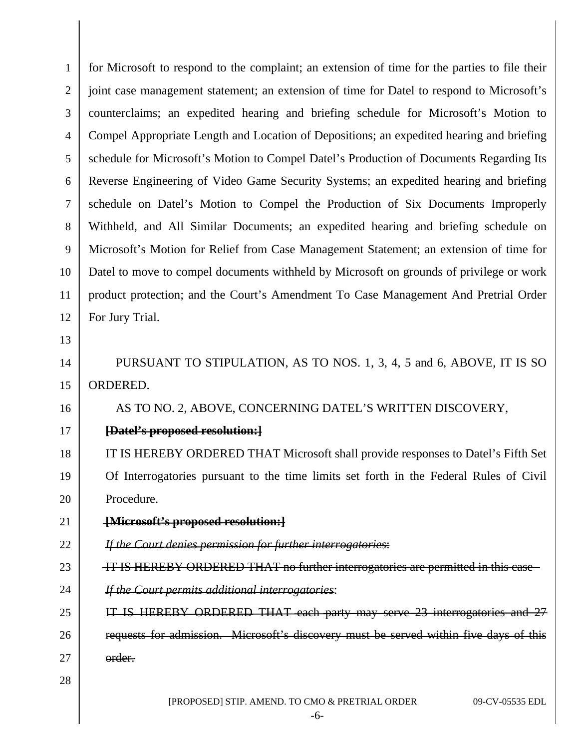for Microsoft to respond to the complaint; an extension of time for the parties to file their joint case management statement; an extension of time for Datel to respond to Microsoft's counterclaims; an expedited hearing and briefing schedule for Microsoft's Motion to Compel Appropriate Length and Location of Depositions; an expedited hearing and briefing schedule for Microsoft's Motion to Compel Datel's Production of Documents Regarding Its Reverse Engineering of Video Game Security Systems; an expedited hearing and briefing schedule on Datel's Motion to Compel the Production of Six Documents Improperly Withheld, and All Similar Documents; an expedited hearing and briefing schedule on Microsoft's Motion for Relief from Case Management Statement; an extension of time for Datel to move to compel documents withheld by Microsoft on grounds of privilege or work product protection; and the Court's Amendment To Case Management And Pretrial Order For Jury Trial.

PURSUANT TO STIPULATION, AS TO NOS. 1, 3, 4, 5 and 6, ABOVE, IT IS SO ORDERED.

AS TO NO. 2, ABOVE, CONCERNING DATEL'S WRITTEN DISCOVERY,

~~**[Datel's proposed resolution:]**~~

IT IS HEREBY ORDERED THAT Microsoft shall provide responses to Datel's Fifth Set Of Interrogatories pursuant to the time limits set forth in the Federal Rules of Civil Procedure.

~~**[Microsoft's proposed resolution:]**~~

~~*If the Court denies permission for further interrogatories*:~~

~~IT IS HEREBY ORDERED THAT no further interrogatories are permitted in this case~~

~~*If the Court permits additional interrogatories*:~~

~~IT IS HEREBY ORDERED THAT each party may serve 23 interrogatories and 27 requests for admission. Microsoft's discovery must be served within five days of this order.~~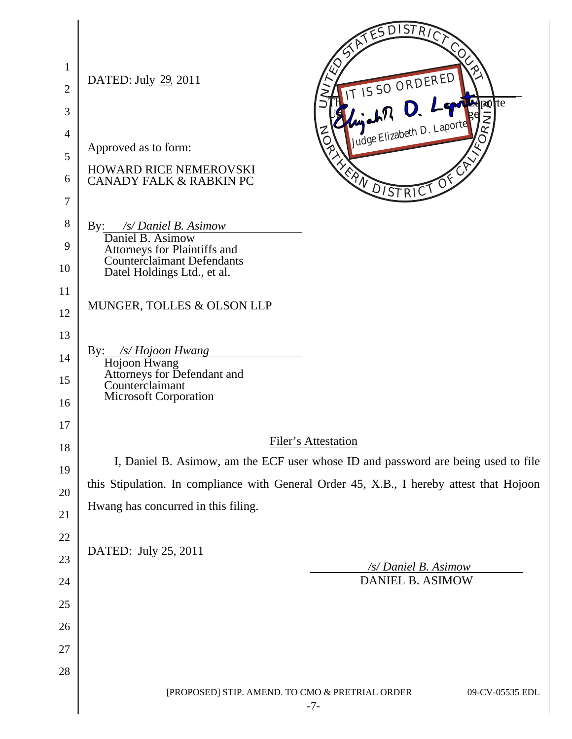DATED: July 29, 2011

IT IS SO ORDERED

Judge Elizabeth D. Laporte

UNITED STATES DISTRICT COURT
NORTHERN DISTRICT OF CALIFORNIA

Approved as to form:

HOWARD RICE NEMEROVSKI
CANADY FALK & RABKIN PC

By: */s/ Daniel B. Asimow*
Daniel B. Asimow
Attorneys for Plaintiffs and
Counterclaimant Defendants
Datel Holdings Ltd., et al.

MUNGER, TOLLES & OLSON LLP

By: */s/ Hojoon Hwang*
Hojoon Hwang
Attorneys for Defendant and
Counterclaimant
Microsoft Corporation

Filer's Attestation

I, Daniel B. Asimow, am the ECF user whose ID and password are being used to file this Stipulation. In compliance with General Order 45, X.B., I hereby attest that Hojoon Hwang has concurred in this filing.

DATED: July 25, 2011

*/s/ Daniel B. Asimow*
DANIEL B. ASIMOW